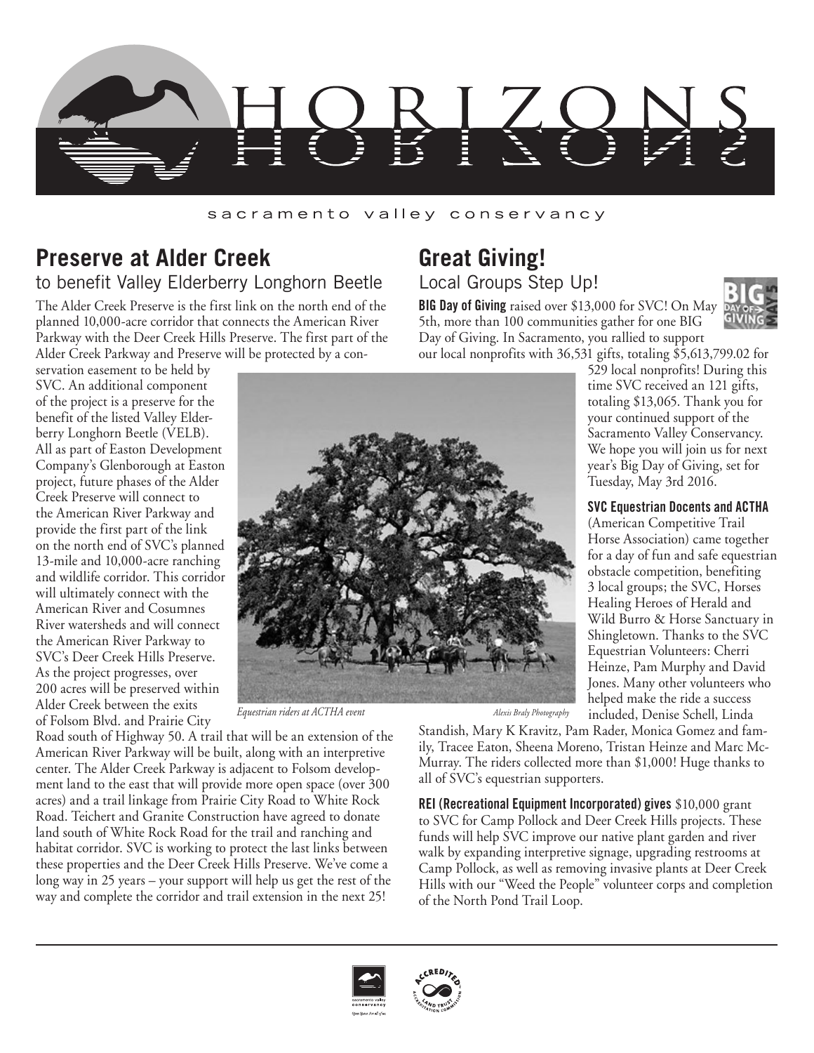# HORIZONS

sacramento valley conservancy

## Preserve at Alder Creek

### to benefit Valley Elderberry Longhorn Beetle

The Alder Creek Preserve is the first link on the north end of the planned 10,000-acre corridor that connects the American River Parkway with the Deer Creek Hills Preserve. The first part of the Alder Creek Parkway and Preserve will be protected by a conservation easement to be held by SVC. An additional component of the project is a preserve for the benefit of the listed Valley Elderberry Longhorn Beetle (VELB). All as part of Easton Development Company's Glenborough at Easton project, future phases of the Alder Creek Preserve will connect to the American River Parkway and provide the first part of the link on the north end of SVC's planned 13-mile and 10,000-acre ranching and wildlife corridor. This corridor will ultimately connect with the American River and Cosumnes River watersheds and will connect the American River Parkway to SVC's Deer Creek Hills Preserve. As the project progresses, over 200 acres will be preserved within Alder Creek between the exits of Folsom Blvd. and Prairie City Road south of Highway 50. A trail that will be an extension of the American River Parkway will be built, along with an interpretive center. The Alder Creek Parkway is adjacent to Folsom development land to the east that will provide more open space (over 300 acres) and a trail linkage from Prairie City Road to White Rock Road. Teichert and Granite Construction have agreed to donate land south of White Rock Road for the trail and ranching and habitat corridor. SVC is working to protect the last links between these properties and the Deer Creek Hills Preserve. We've come a long way in 25 years – your support will help us get the rest of the way and complete the corridor and trail extension in the next 25!

*Equestrian riders at ACTHA event* — *Alexis Braly Photography*

## Great Giving!

### Local Groups Step Up!

**BIG Day of Giving** raised over $13,000 for SVC! On May 5th, more than 100 communities gather for one BIG Day of Giving. In Sacramento, you rallied to support our local nonprofits with 36,531 gifts, totaling $5,613,799.02 for 529 local nonprofits! During this time SVC received an 121 gifts, totaling $13,065. Thank you for your continued support of the Sacramento Valley Conservancy. We hope you will join us for next year's Big Day of Giving, set for Tuesday, May 3rd 2016.

**SVC Equestrian Docents and ACTHA** (American Competitive Trail Horse Association) came together for a day of fun and safe equestrian obstacle competition, benefiting 3 local groups; the SVC, Horses Healing Heroes of Herald and Wild Burro & Horse Sanctuary in Shingletown. Thanks to the SVC Equestrian Volunteers: Cherri Heinze, Pam Murphy and David Jones. Many other volunteers who helped make the ride a success included, Denise Schell, Linda Standish, Mary K Kravitz, Pam Rader, Monica Gomez and family, Tracee Eaton, Sheena Moreno, Tristan Heinze and Marc McMurray. The riders collected more than $1,000! Huge thanks to all of SVC's equestrian supporters.

**REI (Recreational Equipment Incorporated) gives** $10,000 grant to SVC for Camp Pollock and Deer Creek Hills projects. These funds will help SVC improve our native plant garden and river walk by expanding interpretive signage, upgrading restrooms at Camp Pollock, as well as removing invasive plants at Deer Creek Hills with our "Weed the People" volunteer corps and completion of the North Pond Trail Loop.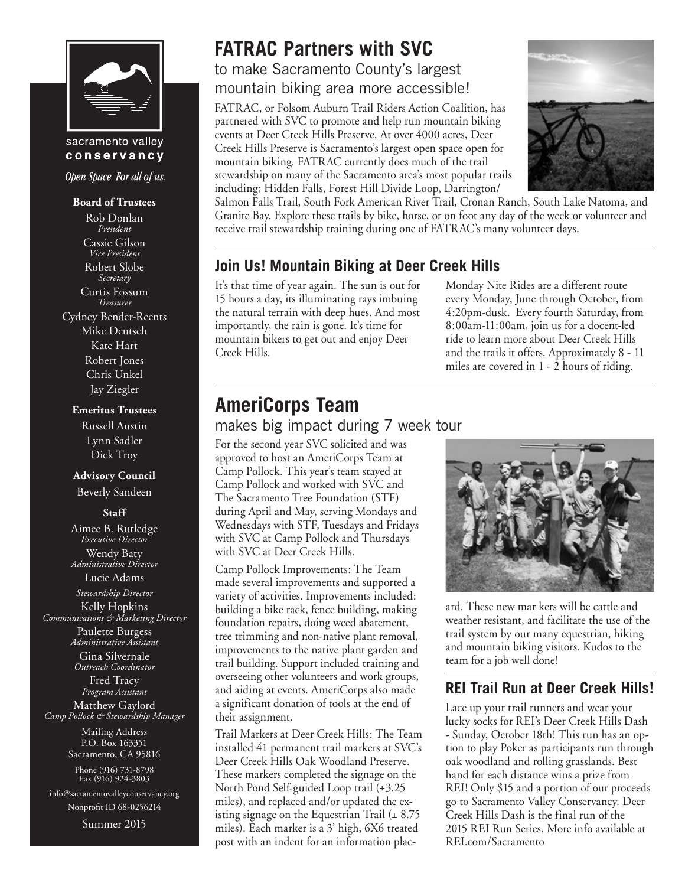sacramento valley
**conservancy**

*Open Space. For all of us.*

**Board of Trustees**

Rob Donlan
*President*

Cassie Gilson
*Vice President*

Robert Slobe
*Secretary*

Curtis Fossum
*Treasurer*

Cydney Bender-Reents

Mike Deutsch

Kate Hart

Robert Jones

Chris Unkel

Jay Ziegler

**Emeritus Trustees**

Russell Austin

Lynn Sadler

Dick Troy

**Advisory Council**

Beverly Sandeen

**Staff**

Aimee B. Rutledge
*Executive Director*

Wendy Baty
*Administrative Director*

Lucie Adams
*Stewardship Director*

Kelly Hopkins
*Communications & Marketing Director*

Paulette Burgess
*Administrative Assistant*

Gina Silvernale
*Outreach Coordinator*

Fred Tracy
*Program Assistant*

Matthew Gaylord
*Camp Pollock & Stewardship Manager*

Mailing Address
P.O. Box 163351
Sacramento, CA 95816

Phone (916) 731-8798
Fax (916) 924-3803

info@sacramentovalleyconservancy.org

Nonprofit ID 68-0256214

Summer 2015

# FATRAC Partners with SVC

## to make Sacramento County's largest mountain biking area more accessible!

FATRAC, or Folsom Auburn Trail Riders Action Coalition, has partnered with SVC to promote and help run mountain biking events at Deer Creek Hills Preserve. At over 4000 acres, Deer Creek Hills Preserve is Sacramento's largest open space open for mountain biking. FATRAC currently does much of the trail stewardship on many of the Sacramento area's most popular trails including; Hidden Falls, Forest Hill Divide Loop, Darrington/ Salmon Falls Trail, South Fork American River Trail, Cronan Ranch, South Lake Natoma, and Granite Bay. Explore these trails by bike, horse, or on foot any day of the week or volunteer and receive trail stewardship training during one of FATRAC's many volunteer days.

## Join Us! Mountain Biking at Deer Creek Hills

It's that time of year again. The sun is out for 15 hours a day, its illuminating rays imbuing the natural terrain with deep hues. And most importantly, the rain is gone. It's time for mountain bikers to get out and enjoy Deer Creek Hills.

Monday Nite Rides are a different route every Monday, June through October, from 4:20pm-dusk. Every fourth Saturday, from 8:00am-11:00am, join us for a docent-led ride to learn more about Deer Creek Hills and the trails it offers. Approximately 8 - 11 miles are covered in 1 - 2 hours of riding.

# AmeriCorps Team

## makes big impact during 7 week tour

For the second year SVC solicited and was approved to host an AmeriCorps Team at Camp Pollock. This year's team stayed at Camp Pollock and worked with SVC and The Sacramento Tree Foundation (STF) during April and May, serving Mondays and Wednesdays with STF, Tuesdays and Fridays with SVC at Camp Pollock and Thursdays with SVC at Deer Creek Hills.

Camp Pollock Improvements: The Team made several improvements and supported a variety of activities. Improvements included: building a bike rack, fence building, making foundation repairs, doing weed abatement, tree trimming and non-native plant removal, improvements to the native plant garden and trail building. Support included training and overseeing other volunteers and work groups, and aiding at events. AmeriCorps also made a significant donation of tools at the end of their assignment.

Trail Markers at Deer Creek Hills: The Team installed 41 permanent trail markers at SVC's Deer Creek Hills Oak Woodland Preserve. These markers completed the signage on the North Pond Self-guided Loop trail (±3.25 miles), and replaced and/or updated the existing signage on the Equestrian Trail (± 8.75 miles). Each marker is a 3' high, 6X6 treated post with an indent for an information placard. These new mar kers will be cattle and weather resistant, and facilitate the use of the trail system by our many equestrian, hiking and mountain biking visitors. Kudos to the team for a job well done!

## REI Trail Run at Deer Creek Hills!

Lace up your trail runners and wear your lucky socks for REI's Deer Creek Hills Dash - Sunday, October 18th! This run has an option to play Poker as participants run through oak woodland and rolling grasslands. Best hand for each distance wins a prize from REI! Only $15 and a portion of our proceeds go to Sacramento Valley Conservancy. Deer Creek Hills Dash is the final run of the 2015 REI Run Series. More info available at REI.com/Sacramento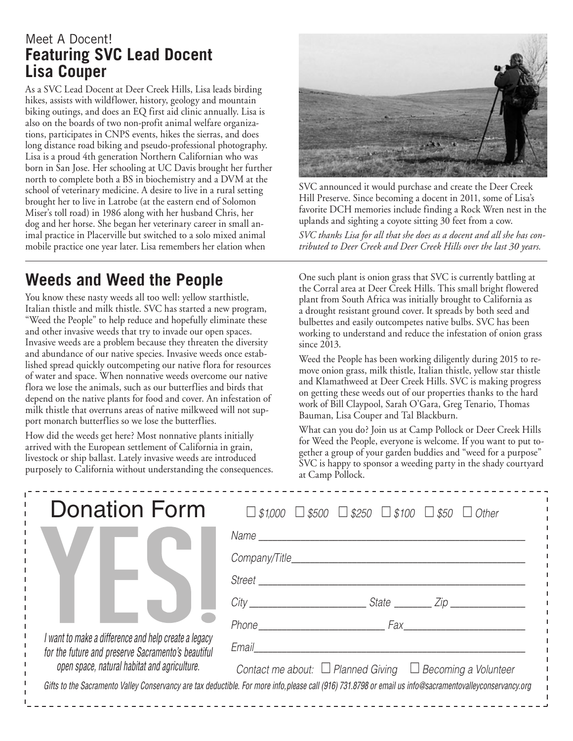Meet A Docent!

## Featuring SVC Lead Docent Lisa Couper

As a SVC Lead Docent at Deer Creek Hills, Lisa leads birding hikes, assists with wildflower, history, geology and mountain biking outings, and does an EQ first aid clinic annually. Lisa is also on the boards of two non-profit animal welfare organizations, participates in CNPS events, hikes the sierras, and does long distance road biking and pseudo-professional photography. Lisa is a proud 4th generation Northern Californian who was born in San Jose. Her schooling at UC Davis brought her further north to complete both a BS in biochemistry and a DVM at the school of veterinary medicine. A desire to live in a rural setting brought her to live in Latrobe (at the eastern end of Solomon Miser's toll road) in 1986 along with her husband Chris, her dog and her horse. She began her veterinary career in small animal practice in Placerville but switched to a solo mixed animal mobile practice one year later. Lisa remembers her elation when SVC announced it would purchase and create the Deer Creek Hill Preserve. Since becoming a docent in 2011, some of Lisa's favorite DCH memories include finding a Rock Wren nest in the uplands and sighting a coyote sitting 30 feet from a cow.

*SVC thanks Lisa for all that she does as a docent and all she has contributed to Deer Creek and Deer Creek Hills over the last 30 years.*

## Weeds and Weed the People

You know these nasty weeds all too well: yellow starthistle, Italian thistle and milk thistle. SVC has started a new program, "Weed the People" to help reduce and hopefully eliminate these and other invasive weeds that try to invade our open spaces. Invasive weeds are a problem because they threaten the diversity and abundance of our native species. Invasive weeds once established spread quickly outcompeting our native flora for resources of water and space. When nonnative weeds overcome our native flora we lose the animals, such as our butterflies and birds that depend on the native plants for food and cover. An infestation of milk thistle that overruns areas of native milkweed will not support monarch butterflies so we lose the butterflies.

How did the weeds get here? Most nonnative plants initially arrived with the European settlement of California in grain, livestock or ship ballast. Lately invasive weeds are introduced purposely to California without understanding the consequences. One such plant is onion grass that SVC is currently battling at the Corral area at Deer Creek Hills. This small bright flowered plant from South Africa was initially brought to California as a drought resistant ground cover. It spreads by both seed and bulbettes and easily outcompetes native bulbs. SVC has been working to understand and reduce the infestation of onion grass since 2013.

Weed the People has been working diligently during 2015 to remove onion grass, milk thistle, Italian thistle, yellow star thistle and Klamathweed at Deer Creek Hills. SVC is making progress on getting these weeds out of our properties thanks to the hard work of Bill Claypool, Sarah O'Gara, Greg Tenario, Thomas Bauman, Lisa Couper and Tal Blackburn.

What can you do? Join us at Camp Pollock or Deer Creek Hills for Weed the People, everyone is welcome. If you want to put together a group of your garden buddies and "weed for a purpose" SVC is happy to sponsor a weeding party in the shady courtyard at Camp Pollock.

# Donation Form

**YES!**

*I want to make a difference and help create a legacy for the future and preserve Sacramento's beautiful open space, natural habitat and agriculture.*

☐ $1,000 ☐ $500 ☐ $250 ☐ $100 ☐ $50 ☐ Other

Name ______________________________

Company/Title ______________________________

Street ______________________________

City ______________ State ________ Zip ____________

Phone ______________ Fax ______________

Email ______________________________

Contact me about: ☐ Planned Giving ☐ Becoming a Volunteer

*Gifts to the Sacramento Valley Conservancy are tax deductible. For more info, please call (916) 731.8798 or email us info@sacramentovalleyconservancy.org*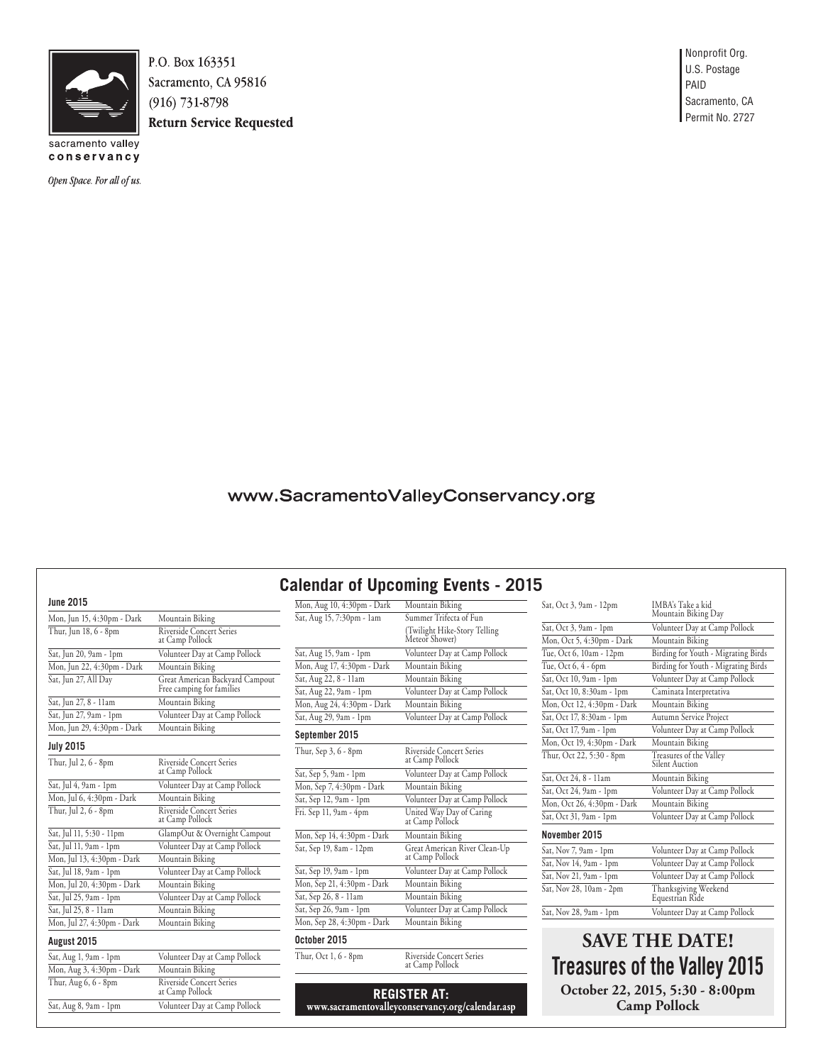P.O. Box 163351
Sacramento, CA 95816
(916) 731-8798
**Return Service Requested**

sacramento valley
**conservancy**

*Open Space. For all of us.*

Nonprofit Org.
U.S. Postage
PAID
Sacramento, CA
Permit No. 2727

www.SacramentoValleyConservancy.org

## Calendar of Upcoming Events - 2015

### June 2015

| | |
|---|---|
| Mon, Jun 15, 4:30pm - Dark | Mountain Biking |
| Thur, Jun 18, 6 - 8pm | Riverside Concert Series at Camp Pollock |
| Sat, Jun 20, 9am - 1pm | Volunteer Day at Camp Pollock |
| Mon, Jun 22, 4:30pm - Dark | Mountain Biking |
| Sat, Jun 27, All Day | Great American Backyard Campout Free camping for families |
| Sat, Jun 27, 8 - 11am | Mountain Biking |
| Sat, Jun 27, 9am - 1pm | Volunteer Day at Camp Pollock |
| Mon, Jun 29, 4:30pm - Dark | Mountain Biking |

### July 2015

| | |
|---|---|
| Thur, Jul 2, 6 - 8pm | Riverside Concert Series at Camp Pollock |
| Sat, Jul 4, 9am - 1pm | Volunteer Day at Camp Pollock |
| Mon, Jul 6, 4:30pm - Dark | Mountain Biking |
| Thur, Jul 2, 6 - 8pm | Riverside Concert Series at Camp Pollock |
| Sat, Jul 11, 5:30 - 11pm | GlampOut & Overnight Campout |
| Sat, Jul 11, 9am - 1pm | Volunteer Day at Camp Pollock |
| Mon, Jul 13, 4:30pm - Dark | Mountain Biking |
| Sat, Jul 18, 9am - 1pm | Volunteer Day at Camp Pollock |
| Mon, Jul 20, 4:30pm - Dark | Mountain Biking |
| Sat, Jul 25, 9am - 1pm | Volunteer Day at Camp Pollock |
| Sat, Jul 25, 8 - 11am | Mountain Biking |
| Mon, Jul 27, 4:30pm - Dark | Mountain Biking |

### August 2015

| | |
|---|---|
| Sat, Aug 1, 9am - 1pm | Volunteer Day at Camp Pollock |
| Mon, Aug 3, 4:30pm - Dark | Mountain Biking |
| Thur, Aug 6, 6 - 8pm | Riverside Concert Series at Camp Pollock |
| Sat, Aug 8, 9am - 1pm | Volunteer Day at Camp Pollock |
| Mon, Aug 10, 4:30pm - Dark | Mountain Biking |
| Sat, Aug 15, 7:30pm - 1am | Summer Trifecta of Fun (Twilight Hike-Story Telling Meteor Shower) |
| Sat, Aug 15, 9am - 1pm | Volunteer Day at Camp Pollock |
| Mon, Aug 17, 4:30pm - Dark | Mountain Biking |
| Sat, Aug 22, 8 - 11am | Mountain Biking |
| Sat, Aug 22, 9am - 1pm | Volunteer Day at Camp Pollock |
| Mon, Aug 24, 4:30pm - Dark | Mountain Biking |
| Sat, Aug 29, 9am - 1pm | Volunteer Day at Camp Pollock |

### September 2015

| | |
|---|---|
| Thur, Sep 3, 6 - 8pm | Riverside Concert Series at Camp Pollock |
| Sat, Sep 5, 9am - 1pm | Volunteer Day at Camp Pollock |
| Mon, Sep 7, 4:30pm - Dark | Mountain Biking |
| Sat, Sep 12, 9am - 1pm | Volunteer Day at Camp Pollock |
| Fri. Sep 11, 9am - 4pm | United Way Day of Caring at Camp Pollock |
| Mon, Sep 14, 4:30pm - Dark | Mountain Biking |
| Sat, Sep 19, 8am - 12pm | Great American River Clean-Up at Camp Pollock |
| Sat, Sep 19, 9am - 1pm | Volunteer Day at Camp Pollock |
| Mon, Sep 21, 4:30pm - Dark | Mountain Biking |
| Sat, Sep 26, 8 - 11am | Mountain Biking |
| Sat, Sep 26, 9am - 1pm | Volunteer Day at Camp Pollock |
| Mon, Sep 28, 4:30pm - Dark | Mountain Biking |

### October 2015

| | |
|---|---|
| Thur, Oct 1, 6 - 8pm | Riverside Concert Series at Camp Pollock |
| Sat, Oct 3, 9am - 12pm | IMBA's Take a kid Mountain Biking Day |
| Sat, Oct 3, 9am - 1pm | Volunteer Day at Camp Pollock |
| Mon, Oct 5, 4:30pm - Dark | Mountain Biking |
| Tue, Oct 6, 10am - 12pm | Birding for Youth - Migrating Birds |
| Tue, Oct 6, 4 - 6pm | Birding for Youth - Migrating Birds |
| Sat, Oct 10, 9am - 1pm | Volunteer Day at Camp Pollock |
| Sat, Oct 10, 8:30am - 1pm | Caminata Interpretativa |
| Mon, Oct 12, 4:30pm - Dark | Mountain Biking |
| Sat, Oct 17, 8:30am - 1pm | Autumn Service Project |
| Sat, Oct 17, 9am - 1pm | Volunteer Day at Camp Pollock |
| Mon, Oct 19, 4:30pm - Dark | Mountain Biking |
| Thur, Oct 22, 5:30 - 8pm | Treasures of the Valley Silent Auction |
| Sat, Oct 24, 8 - 11am | Mountain Biking |
| Sat, Oct 24, 9am - 1pm | Volunteer Day at Camp Pollock |
| Mon, Oct 26, 4:30pm - Dark | Mountain Biking |
| Sat, Oct 31, 9am - 1pm | Volunteer Day at Camp Pollock |

### November 2015

| | |
|---|---|
| Sat, Nov 7, 9am - 1pm | Volunteer Day at Camp Pollock |
| Sat, Nov 14, 9am - 1pm | Volunteer Day at Camp Pollock |
| Sat, Nov 21, 9am - 1pm | Volunteer Day at Camp Pollock |
| Sat, Nov 28, 10am - 2pm | Thanksgiving Weekend Equestrian Ride |
| Sat, Nov 28, 9am - 1pm | Volunteer Day at Camp Pollock |

**REGISTER AT:**
**www.sacramentovalleyconservancy.org/calendar.asp**

## SAVE THE DATE!

## Treasures of the Valley 2015

**October 22, 2015, 5:30 - 8:00pm**
**Camp Pollock**